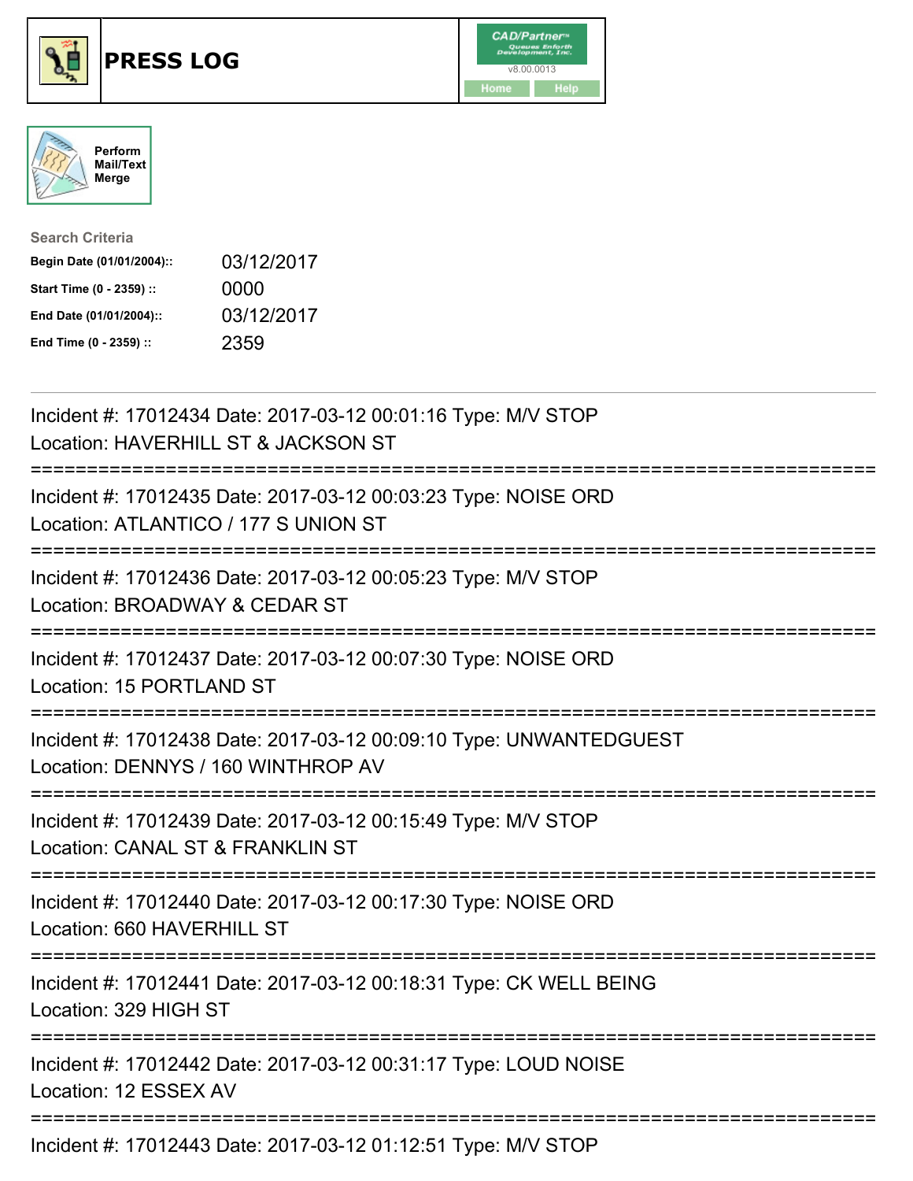# PRESS LOG

Perform Mail/Text Merge

**Search Criteria**

| | |
|---|---|
| **Begin Date (01/01/2004)::** | 03/12/2017 |
| **Start Time (0 - 2359) ::** | 0000 |
| **End Date (01/01/2004)::** | 03/12/2017 |
| **End Time (0 - 2359) ::** | 2359 |

Incident #: 17012434 Date: 2017-03-12 00:01:16 Type: M/V STOP
Location: HAVERHILL ST & JACKSON ST

===========================================================================

Incident #: 17012435 Date: 2017-03-12 00:03:23 Type: NOISE ORD
Location: ATLANTICO / 177 S UNION ST

===========================================================================

Incident #: 17012436 Date: 2017-03-12 00:05:23 Type: M/V STOP
Location: BROADWAY & CEDAR ST

===========================================================================

Incident #: 17012437 Date: 2017-03-12 00:07:30 Type: NOISE ORD
Location: 15 PORTLAND ST

===========================================================================

Incident #: 17012438 Date: 2017-03-12 00:09:10 Type: UNWANTEDGUEST
Location: DENNYS / 160 WINTHROP AV

===========================================================================

Incident #: 17012439 Date: 2017-03-12 00:15:49 Type: M/V STOP
Location: CANAL ST & FRANKLIN ST

===========================================================================

Incident #: 17012440 Date: 2017-03-12 00:17:30 Type: NOISE ORD
Location: 660 HAVERHILL ST

===========================================================================

Incident #: 17012441 Date: 2017-03-12 00:18:31 Type: CK WELL BEING
Location: 329 HIGH ST

===========================================================================

Incident #: 17012442 Date: 2017-03-12 00:31:17 Type: LOUD NOISE
Location: 12 ESSEX AV

===========================================================================

Incident #: 17012443 Date: 2017-03-12 01:12:51 Type: M/V STOP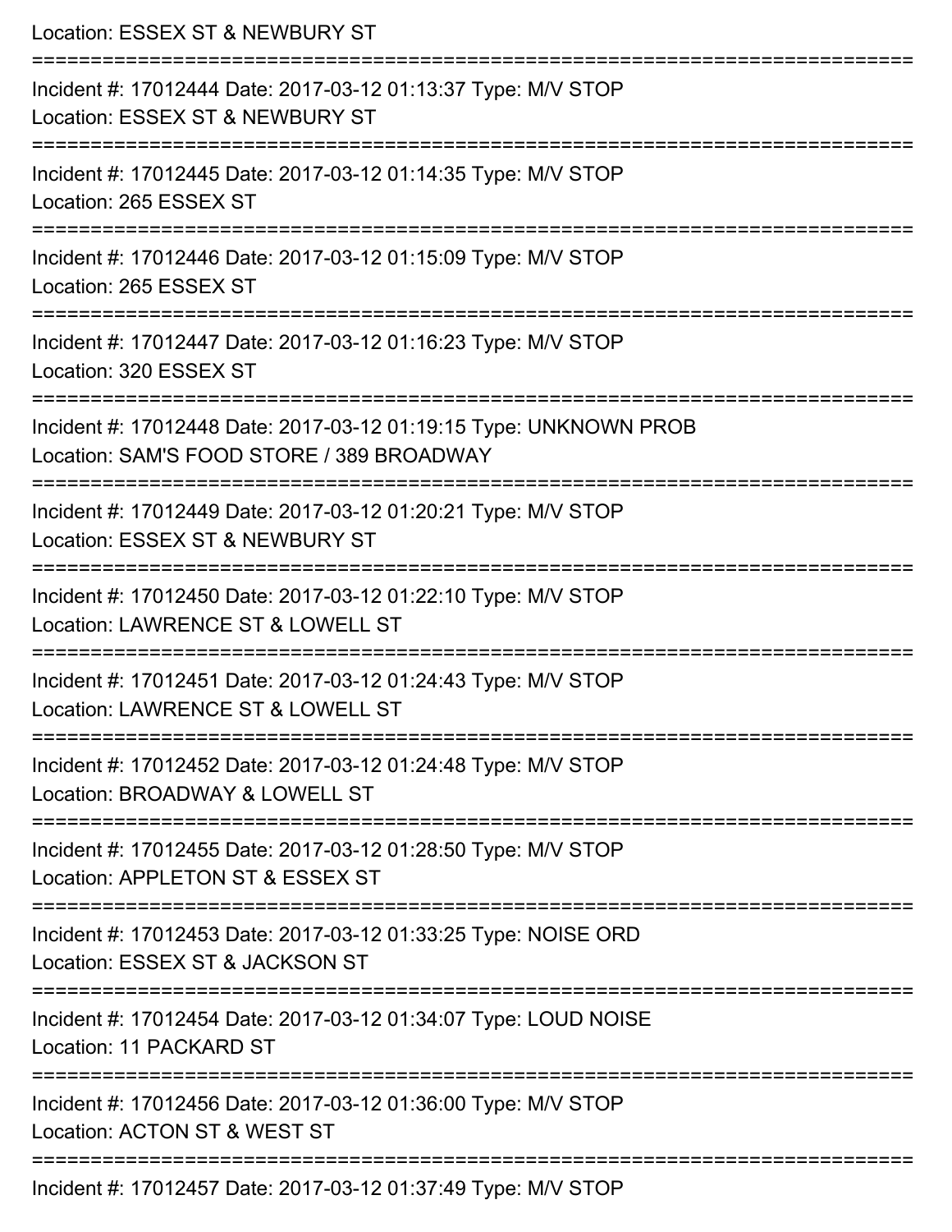Location: ESSEX ST & NEWBURY ST

===========================================================================

Incident #: 17012444 Date: 2017-03-12 01:13:37 Type: M/V STOP
Location: ESSEX ST & NEWBURY ST

===========================================================================

Incident #: 17012445 Date: 2017-03-12 01:14:35 Type: M/V STOP
Location: 265 ESSEX ST

===========================================================================

Incident #: 17012446 Date: 2017-03-12 01:15:09 Type: M/V STOP
Location: 265 ESSEX ST

===========================================================================

Incident #: 17012447 Date: 2017-03-12 01:16:23 Type: M/V STOP
Location: 320 ESSEX ST

===========================================================================

Incident #: 17012448 Date: 2017-03-12 01:19:15 Type: UNKNOWN PROB
Location: SAM'S FOOD STORE / 389 BROADWAY

===========================================================================

Incident #: 17012449 Date: 2017-03-12 01:20:21 Type: M/V STOP
Location: ESSEX ST & NEWBURY ST

===========================================================================

Incident #: 17012450 Date: 2017-03-12 01:22:10 Type: M/V STOP
Location: LAWRENCE ST & LOWELL ST

===========================================================================

Incident #: 17012451 Date: 2017-03-12 01:24:43 Type: M/V STOP
Location: LAWRENCE ST & LOWELL ST

===========================================================================

Incident #: 17012452 Date: 2017-03-12 01:24:48 Type: M/V STOP
Location: BROADWAY & LOWELL ST

===========================================================================

Incident #: 17012455 Date: 2017-03-12 01:28:50 Type: M/V STOP
Location: APPLETON ST & ESSEX ST

===========================================================================

Incident #: 17012453 Date: 2017-03-12 01:33:25 Type: NOISE ORD
Location: ESSEX ST & JACKSON ST

===========================================================================

Incident #: 17012454 Date: 2017-03-12 01:34:07 Type: LOUD NOISE
Location: 11 PACKARD ST

===========================================================================

Incident #: 17012456 Date: 2017-03-12 01:36:00 Type: M/V STOP
Location: ACTON ST & WEST ST

===========================================================================

Incident #: 17012457 Date: 2017-03-12 01:37:49 Type: M/V STOP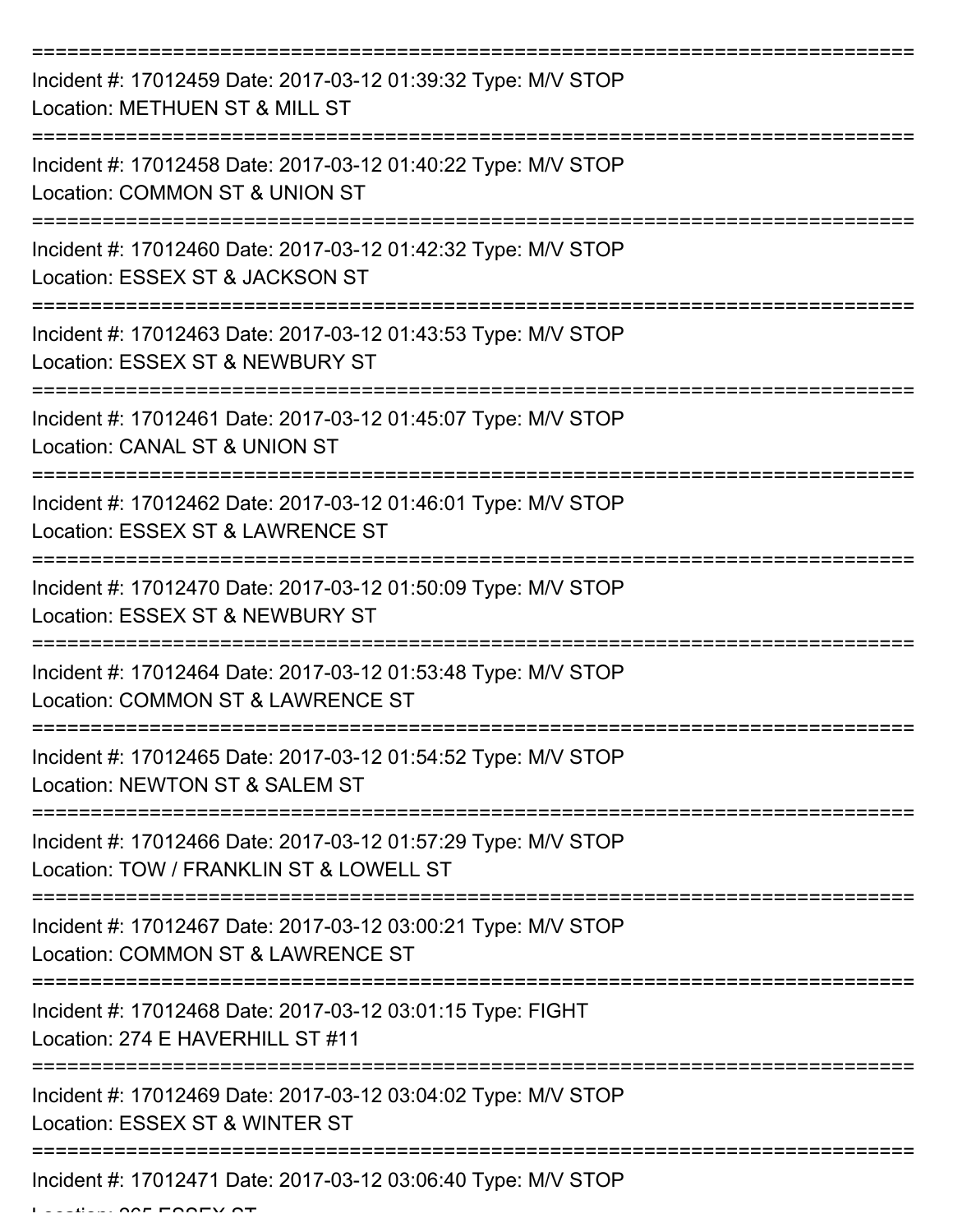===========================================================================

Incident #: 17012459 Date: 2017-03-12 01:39:32 Type: M/V STOP
Location: METHUEN ST & MILL ST

===========================================================================

Incident #: 17012458 Date: 2017-03-12 01:40:22 Type: M/V STOP
Location: COMMON ST & UNION ST

===========================================================================

Incident #: 17012460 Date: 2017-03-12 01:42:32 Type: M/V STOP
Location: ESSEX ST & JACKSON ST

===========================================================================

Incident #: 17012463 Date: 2017-03-12 01:43:53 Type: M/V STOP
Location: ESSEX ST & NEWBURY ST

===========================================================================

Incident #: 17012461 Date: 2017-03-12 01:45:07 Type: M/V STOP
Location: CANAL ST & UNION ST

===========================================================================

Incident #: 17012462 Date: 2017-03-12 01:46:01 Type: M/V STOP
Location: ESSEX ST & LAWRENCE ST

===========================================================================

Incident #: 17012470 Date: 2017-03-12 01:50:09 Type: M/V STOP
Location: ESSEX ST & NEWBURY ST

===========================================================================

Incident #: 17012464 Date: 2017-03-12 01:53:48 Type: M/V STOP
Location: COMMON ST & LAWRENCE ST

===========================================================================

Incident #: 17012465 Date: 2017-03-12 01:54:52 Type: M/V STOP
Location: NEWTON ST & SALEM ST

===========================================================================

Incident #: 17012466 Date: 2017-03-12 01:57:29 Type: M/V STOP
Location: TOW / FRANKLIN ST & LOWELL ST

===========================================================================

Incident #: 17012467 Date: 2017-03-12 03:00:21 Type: M/V STOP
Location: COMMON ST & LAWRENCE ST

===========================================================================

Incident #: 17012468 Date: 2017-03-12 03:01:15 Type: FIGHT
Location: 274 E HAVERHILL ST #11

===========================================================================

Incident #: 17012469 Date: 2017-03-12 03:04:02 Type: M/V STOP
Location: ESSEX ST & WINTER ST

===========================================================================

Incident #: 17012471 Date: 2017-03-12 03:06:40 Type: M/V STOP
Location: 265 ESSEX ST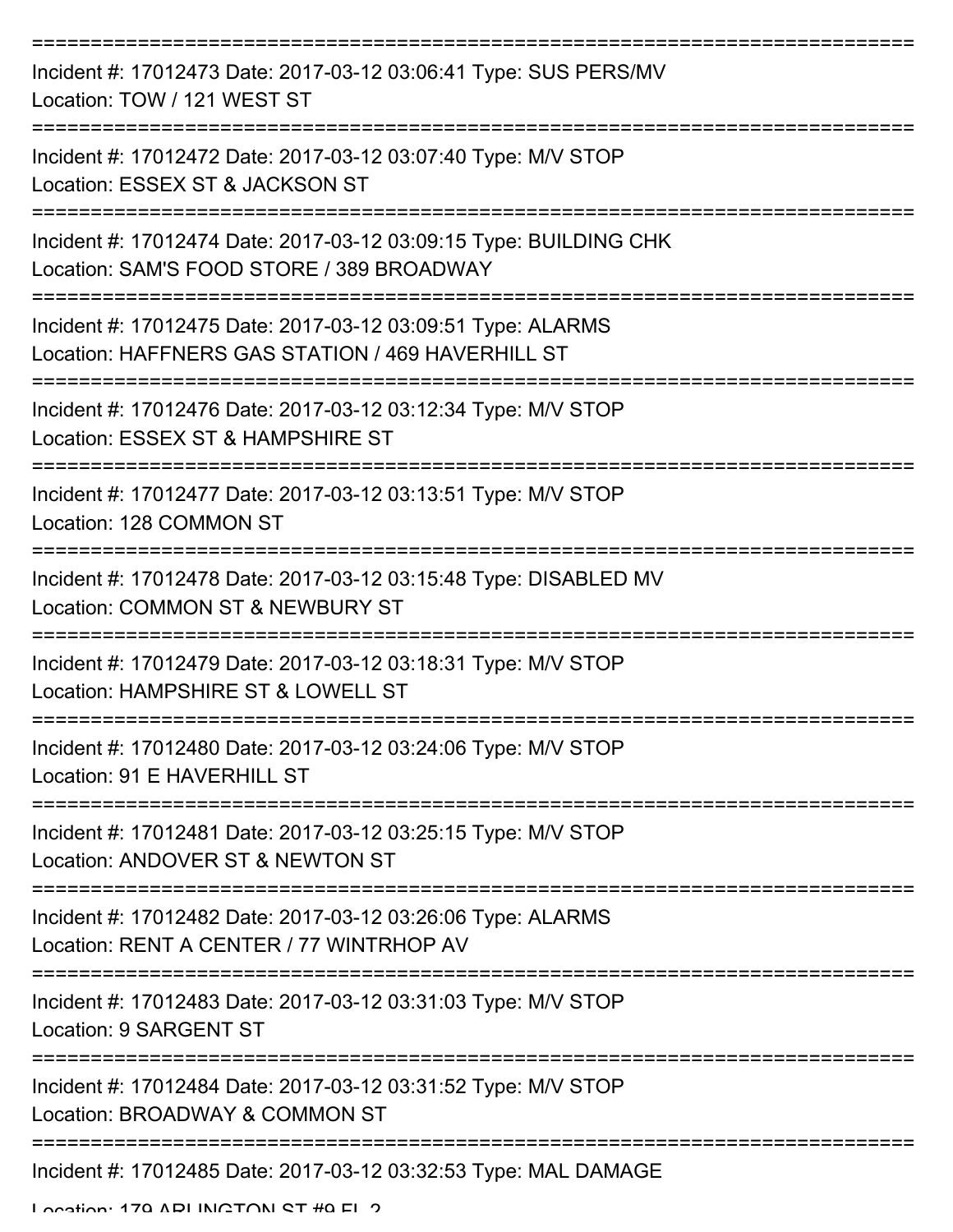===========================================================================

Incident #: 17012473 Date: 2017-03-12 03:06:41 Type: SUS PERS/MV
Location: TOW / 121 WEST ST

===========================================================================

Incident #: 17012472 Date: 2017-03-12 03:07:40 Type: M/V STOP
Location: ESSEX ST & JACKSON ST

===========================================================================

Incident #: 17012474 Date: 2017-03-12 03:09:15 Type: BUILDING CHK
Location: SAM'S FOOD STORE / 389 BROADWAY

===========================================================================

Incident #: 17012475 Date: 2017-03-12 03:09:51 Type: ALARMS
Location: HAFFNERS GAS STATION / 469 HAVERHILL ST

===========================================================================

Incident #: 17012476 Date: 2017-03-12 03:12:34 Type: M/V STOP
Location: ESSEX ST & HAMPSHIRE ST

===========================================================================

Incident #: 17012477 Date: 2017-03-12 03:13:51 Type: M/V STOP
Location: 128 COMMON ST

===========================================================================

Incident #: 17012478 Date: 2017-03-12 03:15:48 Type: DISABLED MV
Location: COMMON ST & NEWBURY ST

===========================================================================

Incident #: 17012479 Date: 2017-03-12 03:18:31 Type: M/V STOP
Location: HAMPSHIRE ST & LOWELL ST

===========================================================================

Incident #: 17012480 Date: 2017-03-12 03:24:06 Type: M/V STOP
Location: 91 E HAVERHILL ST

===========================================================================

Incident #: 17012481 Date: 2017-03-12 03:25:15 Type: M/V STOP
Location: ANDOVER ST & NEWTON ST

===========================================================================

Incident #: 17012482 Date: 2017-03-12 03:26:06 Type: ALARMS
Location: RENT A CENTER / 77 WINTRHOP AV

===========================================================================

Incident #: 17012483 Date: 2017-03-12 03:31:03 Type: M/V STOP
Location: 9 SARGENT ST

===========================================================================

Incident #: 17012484 Date: 2017-03-12 03:31:52 Type: M/V STOP
Location: BROADWAY & COMMON ST

===========================================================================

Incident #: 17012485 Date: 2017-03-12 03:32:53 Type: MAL DAMAGE
Location: 179 ARLINGTON ST #9 FL 2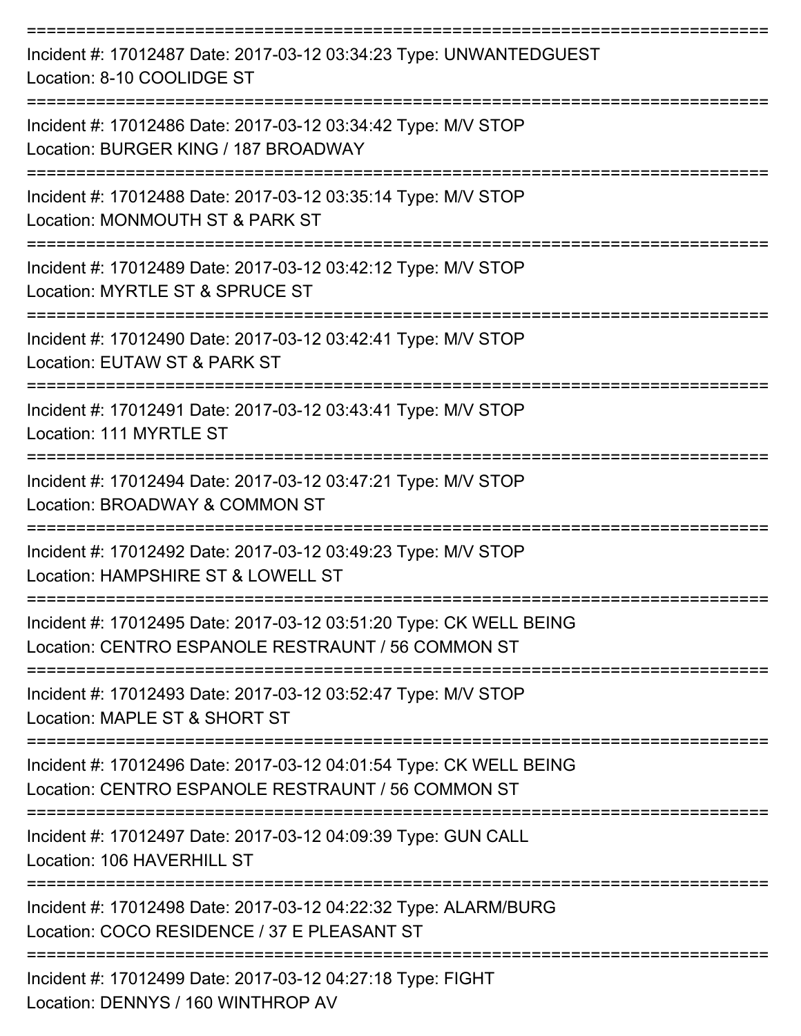===========================================================================

Incident #: 17012487 Date: 2017-03-12 03:34:23 Type: UNWANTEDGUEST
Location: 8-10 COOLIDGE ST

===========================================================================

Incident #: 17012486 Date: 2017-03-12 03:34:42 Type: M/V STOP
Location: BURGER KING / 187 BROADWAY

===========================================================================

Incident #: 17012488 Date: 2017-03-12 03:35:14 Type: M/V STOP
Location: MONMOUTH ST & PARK ST

===========================================================================

Incident #: 17012489 Date: 2017-03-12 03:42:12 Type: M/V STOP
Location: MYRTLE ST & SPRUCE ST

===========================================================================

Incident #: 17012490 Date: 2017-03-12 03:42:41 Type: M/V STOP
Location: EUTAW ST & PARK ST

===========================================================================

Incident #: 17012491 Date: 2017-03-12 03:43:41 Type: M/V STOP
Location: 111 MYRTLE ST

===========================================================================

Incident #: 17012494 Date: 2017-03-12 03:47:21 Type: M/V STOP
Location: BROADWAY & COMMON ST

===========================================================================

Incident #: 17012492 Date: 2017-03-12 03:49:23 Type: M/V STOP
Location: HAMPSHIRE ST & LOWELL ST

===========================================================================

Incident #: 17012495 Date: 2017-03-12 03:51:20 Type: CK WELL BEING
Location: CENTRO ESPANOLE RESTRAUNT / 56 COMMON ST

===========================================================================

Incident #: 17012493 Date: 2017-03-12 03:52:47 Type: M/V STOP
Location: MAPLE ST & SHORT ST

===========================================================================

Incident #: 17012496 Date: 2017-03-12 04:01:54 Type: CK WELL BEING
Location: CENTRO ESPANOLE RESTRAUNT / 56 COMMON ST

===========================================================================

Incident #: 17012497 Date: 2017-03-12 04:09:39 Type: GUN CALL
Location: 106 HAVERHILL ST

===========================================================================

Incident #: 17012498 Date: 2017-03-12 04:22:32 Type: ALARM/BURG
Location: COCO RESIDENCE / 37 E PLEASANT ST

===========================================================================

Incident #: 17012499 Date: 2017-03-12 04:27:18 Type: FIGHT
Location: DENNYS / 160 WINTHROP AV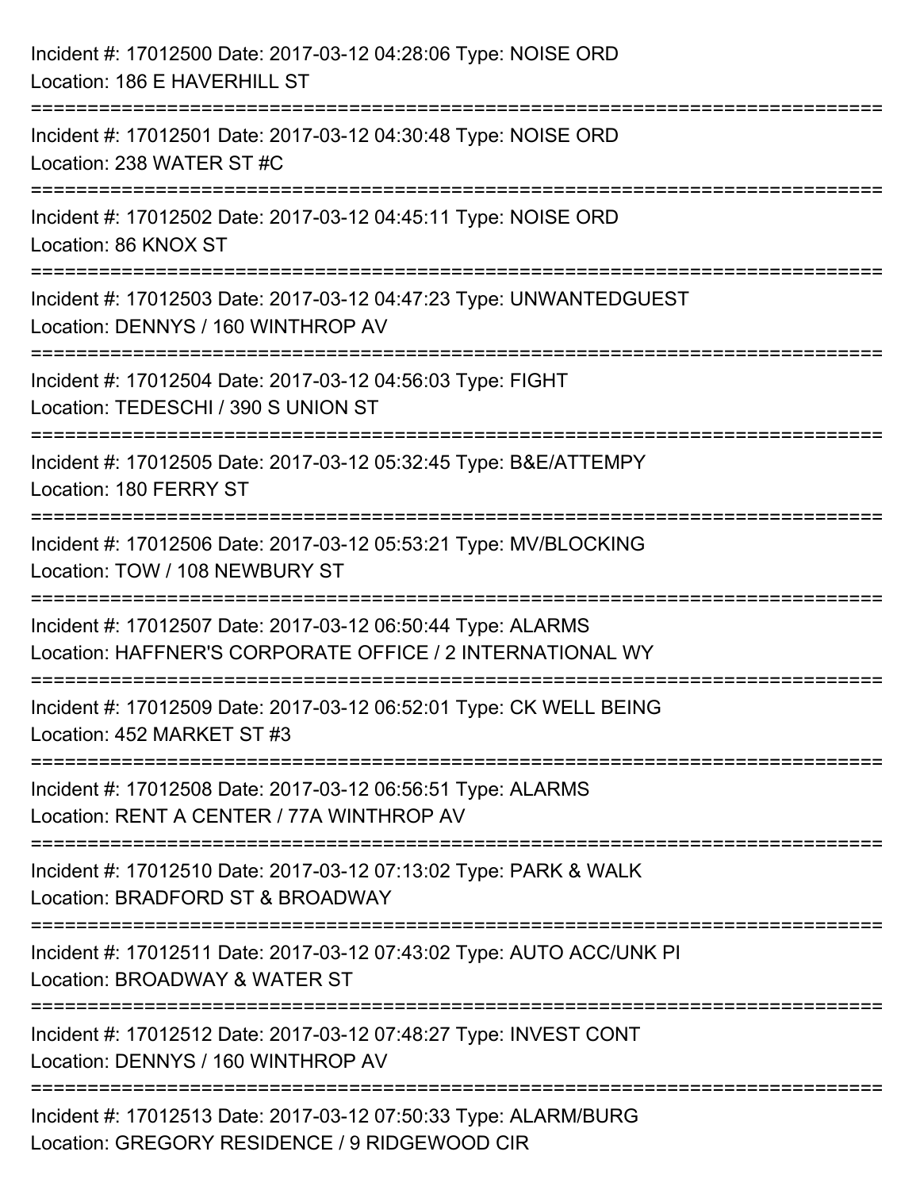Incident #: 17012500 Date: 2017-03-12 04:28:06 Type: NOISE ORD
Location: 186 E HAVERHILL ST

===========================================================================

Incident #: 17012501 Date: 2017-03-12 04:30:48 Type: NOISE ORD
Location: 238 WATER ST #C

===========================================================================

Incident #: 17012502 Date: 2017-03-12 04:45:11 Type: NOISE ORD
Location: 86 KNOX ST

===========================================================================

Incident #: 17012503 Date: 2017-03-12 04:47:23 Type: UNWANTEDGUEST
Location: DENNYS / 160 WINTHROP AV

===========================================================================

Incident #: 17012504 Date: 2017-03-12 04:56:03 Type: FIGHT
Location: TEDESCHI / 390 S UNION ST

===========================================================================

Incident #: 17012505 Date: 2017-03-12 05:32:45 Type: B&E/ATTEMPY
Location: 180 FERRY ST

===========================================================================

Incident #: 17012506 Date: 2017-03-12 05:53:21 Type: MV/BLOCKING
Location: TOW / 108 NEWBURY ST

===========================================================================

Incident #: 17012507 Date: 2017-03-12 06:50:44 Type: ALARMS
Location: HAFFNER'S CORPORATE OFFICE / 2 INTERNATIONAL WY

===========================================================================

Incident #: 17012509 Date: 2017-03-12 06:52:01 Type: CK WELL BEING
Location: 452 MARKET ST #3

===========================================================================

Incident #: 17012508 Date: 2017-03-12 06:56:51 Type: ALARMS
Location: RENT A CENTER / 77A WINTHROP AV

===========================================================================

Incident #: 17012510 Date: 2017-03-12 07:13:02 Type: PARK & WALK
Location: BRADFORD ST & BROADWAY

===========================================================================

Incident #: 17012511 Date: 2017-03-12 07:43:02 Type: AUTO ACC/UNK PI
Location: BROADWAY & WATER ST

===========================================================================

Incident #: 17012512 Date: 2017-03-12 07:48:27 Type: INVEST CONT
Location: DENNYS / 160 WINTHROP AV

===========================================================================

Incident #: 17012513 Date: 2017-03-12 07:50:33 Type: ALARM/BURG
Location: GREGORY RESIDENCE / 9 RIDGEWOOD CIR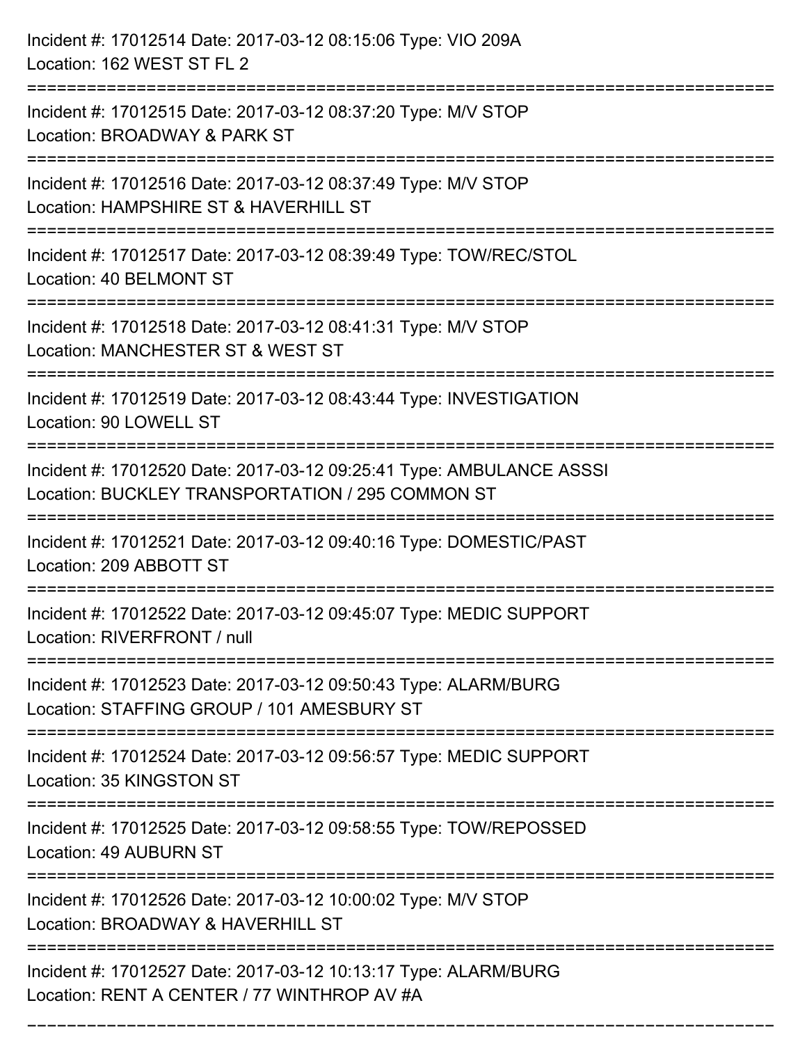Incident #: 17012514 Date: 2017-03-12 08:15:06 Type: VIO 209A
Location: 162 WEST ST FL 2

===========================================================================

Incident #: 17012515 Date: 2017-03-12 08:37:20 Type: M/V STOP
Location: BROADWAY & PARK ST

===========================================================================

Incident #: 17012516 Date: 2017-03-12 08:37:49 Type: M/V STOP
Location: HAMPSHIRE ST & HAVERHILL ST

===========================================================================

Incident #: 17012517 Date: 2017-03-12 08:39:49 Type: TOW/REC/STOL
Location: 40 BELMONT ST

===========================================================================

Incident #: 17012518 Date: 2017-03-12 08:41:31 Type: M/V STOP
Location: MANCHESTER ST & WEST ST

===========================================================================

Incident #: 17012519 Date: 2017-03-12 08:43:44 Type: INVESTIGATION
Location: 90 LOWELL ST

===========================================================================

Incident #: 17012520 Date: 2017-03-12 09:25:41 Type: AMBULANCE ASSSI
Location: BUCKLEY TRANSPORTATION / 295 COMMON ST

===========================================================================

Incident #: 17012521 Date: 2017-03-12 09:40:16 Type: DOMESTIC/PAST
Location: 209 ABBOTT ST

===========================================================================

Incident #: 17012522 Date: 2017-03-12 09:45:07 Type: MEDIC SUPPORT
Location: RIVERFRONT / null

===========================================================================

Incident #: 17012523 Date: 2017-03-12 09:50:43 Type: ALARM/BURG
Location: STAFFING GROUP / 101 AMESBURY ST

===========================================================================

Incident #: 17012524 Date: 2017-03-12 09:56:57 Type: MEDIC SUPPORT
Location: 35 KINGSTON ST

===========================================================================

Incident #: 17012525 Date: 2017-03-12 09:58:55 Type: TOW/REPOSSED
Location: 49 AUBURN ST

===========================================================================

Incident #: 17012526 Date: 2017-03-12 10:00:02 Type: M/V STOP
Location: BROADWAY & HAVERHILL ST

===========================================================================

Incident #: 17012527 Date: 2017-03-12 10:13:17 Type: ALARM/BURG
Location: RENT A CENTER / 77 WINTHROP AV #A

===========================================================================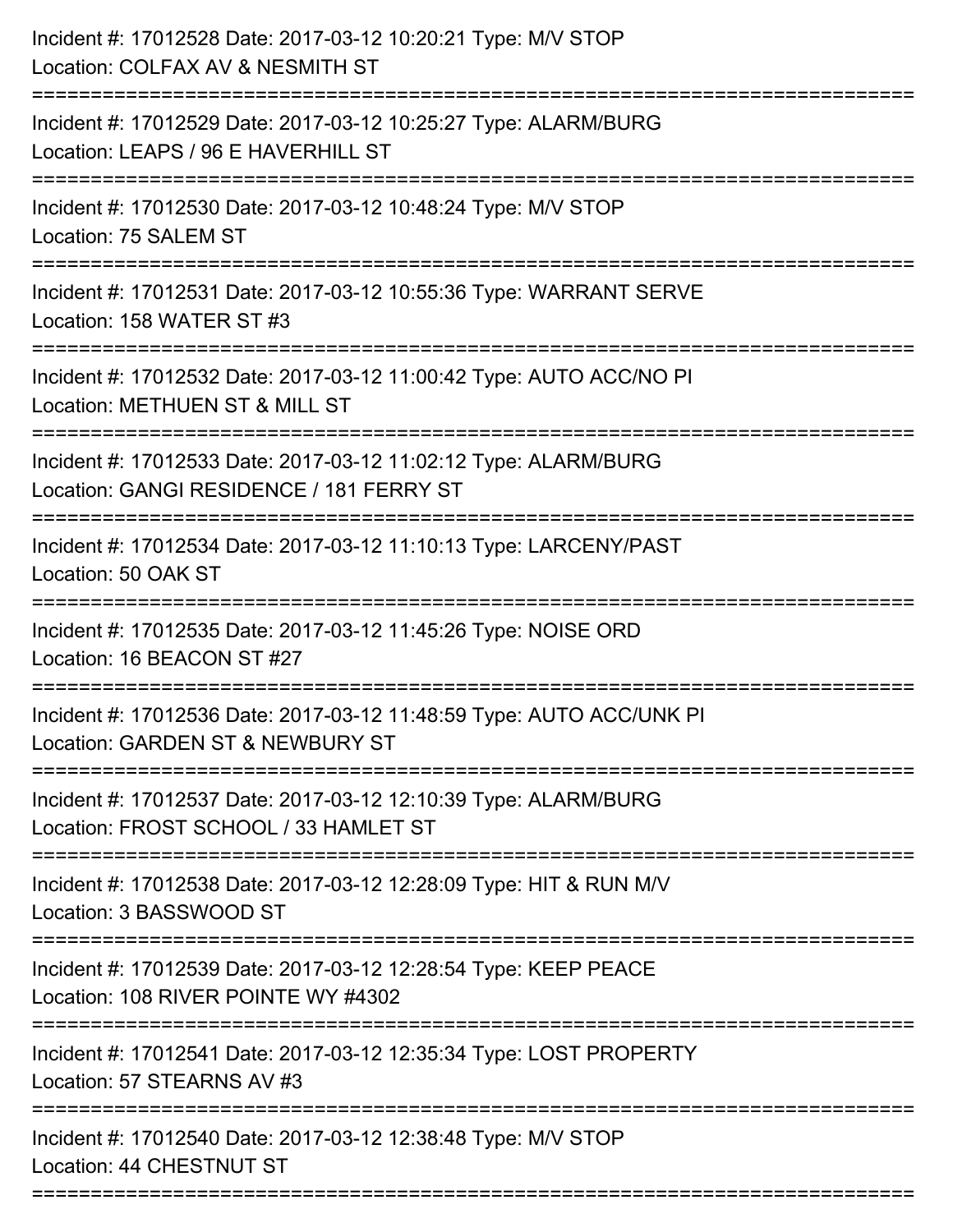Incident #: 17012528 Date: 2017-03-12 10:20:21 Type: M/V STOP
Location: COLFAX AV & NESMITH ST

===========================================================================

Incident #: 17012529 Date: 2017-03-12 10:25:27 Type: ALARM/BURG
Location: LEAPS / 96 E HAVERHILL ST

===========================================================================

Incident #: 17012530 Date: 2017-03-12 10:48:24 Type: M/V STOP
Location: 75 SALEM ST

===========================================================================

Incident #: 17012531 Date: 2017-03-12 10:55:36 Type: WARRANT SERVE
Location: 158 WATER ST #3

===========================================================================

Incident #: 17012532 Date: 2017-03-12 11:00:42 Type: AUTO ACC/NO PI
Location: METHUEN ST & MILL ST

===========================================================================

Incident #: 17012533 Date: 2017-03-12 11:02:12 Type: ALARM/BURG
Location: GANGI RESIDENCE / 181 FERRY ST

===========================================================================

Incident #: 17012534 Date: 2017-03-12 11:10:13 Type: LARCENY/PAST
Location: 50 OAK ST

===========================================================================

Incident #: 17012535 Date: 2017-03-12 11:45:26 Type: NOISE ORD
Location: 16 BEACON ST #27

===========================================================================

Incident #: 17012536 Date: 2017-03-12 11:48:59 Type: AUTO ACC/UNK PI
Location: GARDEN ST & NEWBURY ST

===========================================================================

Incident #: 17012537 Date: 2017-03-12 12:10:39 Type: ALARM/BURG
Location: FROST SCHOOL / 33 HAMLET ST

===========================================================================

Incident #: 17012538 Date: 2017-03-12 12:28:09 Type: HIT & RUN M/V
Location: 3 BASSWOOD ST

===========================================================================

Incident #: 17012539 Date: 2017-03-12 12:28:54 Type: KEEP PEACE
Location: 108 RIVER POINTE WY #4302

===========================================================================

Incident #: 17012541 Date: 2017-03-12 12:35:34 Type: LOST PROPERTY
Location: 57 STEARNS AV #3

===========================================================================

Incident #: 17012540 Date: 2017-03-12 12:38:48 Type: M/V STOP
Location: 44 CHESTNUT ST

===========================================================================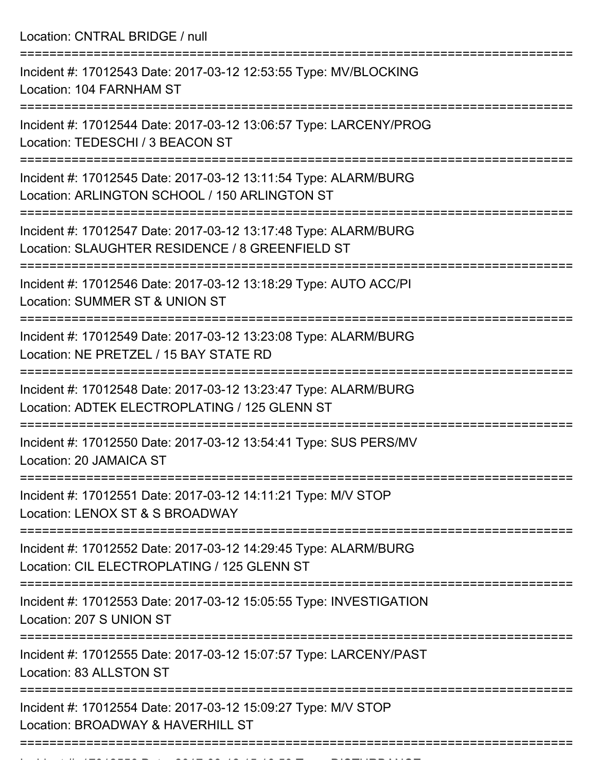Location: CNTRAL BRIDGE / null

===========================================================================

Incident #: 17012543 Date: 2017-03-12 12:53:55 Type: MV/BLOCKING
Location: 104 FARNHAM ST

===========================================================================

Incident #: 17012544 Date: 2017-03-12 13:06:57 Type: LARCENY/PROG
Location: TEDESCHI / 3 BEACON ST

===========================================================================

Incident #: 17012545 Date: 2017-03-12 13:11:54 Type: ALARM/BURG
Location: ARLINGTON SCHOOL / 150 ARLINGTON ST

===========================================================================

Incident #: 17012547 Date: 2017-03-12 13:17:48 Type: ALARM/BURG
Location: SLAUGHTER RESIDENCE / 8 GREENFIELD ST

===========================================================================

Incident #: 17012546 Date: 2017-03-12 13:18:29 Type: AUTO ACC/PI
Location: SUMMER ST & UNION ST

===========================================================================

Incident #: 17012549 Date: 2017-03-12 13:23:08 Type: ALARM/BURG
Location: NE PRETZEL / 15 BAY STATE RD

===========================================================================

Incident #: 17012548 Date: 2017-03-12 13:23:47 Type: ALARM/BURG
Location: ADTEK ELECTROPLATING / 125 GLENN ST

===========================================================================

Incident #: 17012550 Date: 2017-03-12 13:54:41 Type: SUS PERS/MV
Location: 20 JAMAICA ST

===========================================================================

Incident #: 17012551 Date: 2017-03-12 14:11:21 Type: M/V STOP
Location: LENOX ST & S BROADWAY

===========================================================================

Incident #: 17012552 Date: 2017-03-12 14:29:45 Type: ALARM/BURG
Location: CIL ELECTROPLATING / 125 GLENN ST

===========================================================================

Incident #: 17012553 Date: 2017-03-12 15:05:55 Type: INVESTIGATION
Location: 207 S UNION ST

===========================================================================

Incident #: 17012555 Date: 2017-03-12 15:07:57 Type: LARCENY/PAST
Location: 83 ALLSTON ST

===========================================================================

Incident #: 17012554 Date: 2017-03-12 15:09:27 Type: M/V STOP
Location: BROADWAY & HAVERHILL ST

===========================================================================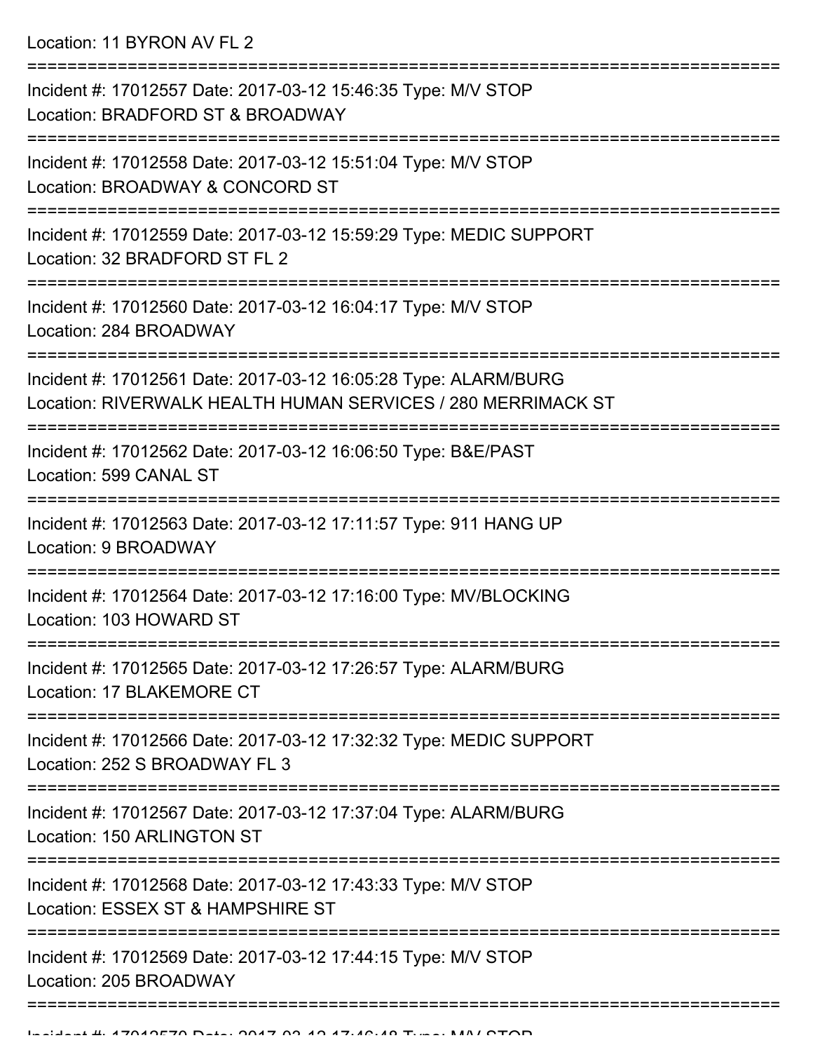Location: 11 BYRON AV FL 2

===========================================================================

Incident #: 17012557 Date: 2017-03-12 15:46:35 Type: M/V STOP
Location: BRADFORD ST & BROADWAY

===========================================================================

Incident #: 17012558 Date: 2017-03-12 15:51:04 Type: M/V STOP
Location: BROADWAY & CONCORD ST

===========================================================================

Incident #: 17012559 Date: 2017-03-12 15:59:29 Type: MEDIC SUPPORT
Location: 32 BRADFORD ST FL 2

===========================================================================

Incident #: 17012560 Date: 2017-03-12 16:04:17 Type: M/V STOP
Location: 284 BROADWAY

===========================================================================

Incident #: 17012561 Date: 2017-03-12 16:05:28 Type: ALARM/BURG
Location: RIVERWALK HEALTH HUMAN SERVICES / 280 MERRIMACK ST

===========================================================================

Incident #: 17012562 Date: 2017-03-12 16:06:50 Type: B&E/PAST
Location: 599 CANAL ST

===========================================================================

Incident #: 17012563 Date: 2017-03-12 17:11:57 Type: 911 HANG UP
Location: 9 BROADWAY

===========================================================================

Incident #: 17012564 Date: 2017-03-12 17:16:00 Type: MV/BLOCKING
Location: 103 HOWARD ST

===========================================================================

Incident #: 17012565 Date: 2017-03-12 17:26:57 Type: ALARM/BURG
Location: 17 BLAKEMORE CT

===========================================================================

Incident #: 17012566 Date: 2017-03-12 17:32:32 Type: MEDIC SUPPORT
Location: 252 S BROADWAY FL 3

===========================================================================

Incident #: 17012567 Date: 2017-03-12 17:37:04 Type: ALARM/BURG
Location: 150 ARLINGTON ST

===========================================================================

Incident #: 17012568 Date: 2017-03-12 17:43:33 Type: M/V STOP
Location: ESSEX ST & HAMPSHIRE ST

===========================================================================

Incident #: 17012569 Date: 2017-03-12 17:44:15 Type: M/V STOP
Location: 205 BROADWAY

===========================================================================

Incident #: 17012570 Date: 2017-03-12 17:46:48 Type: M/V STOP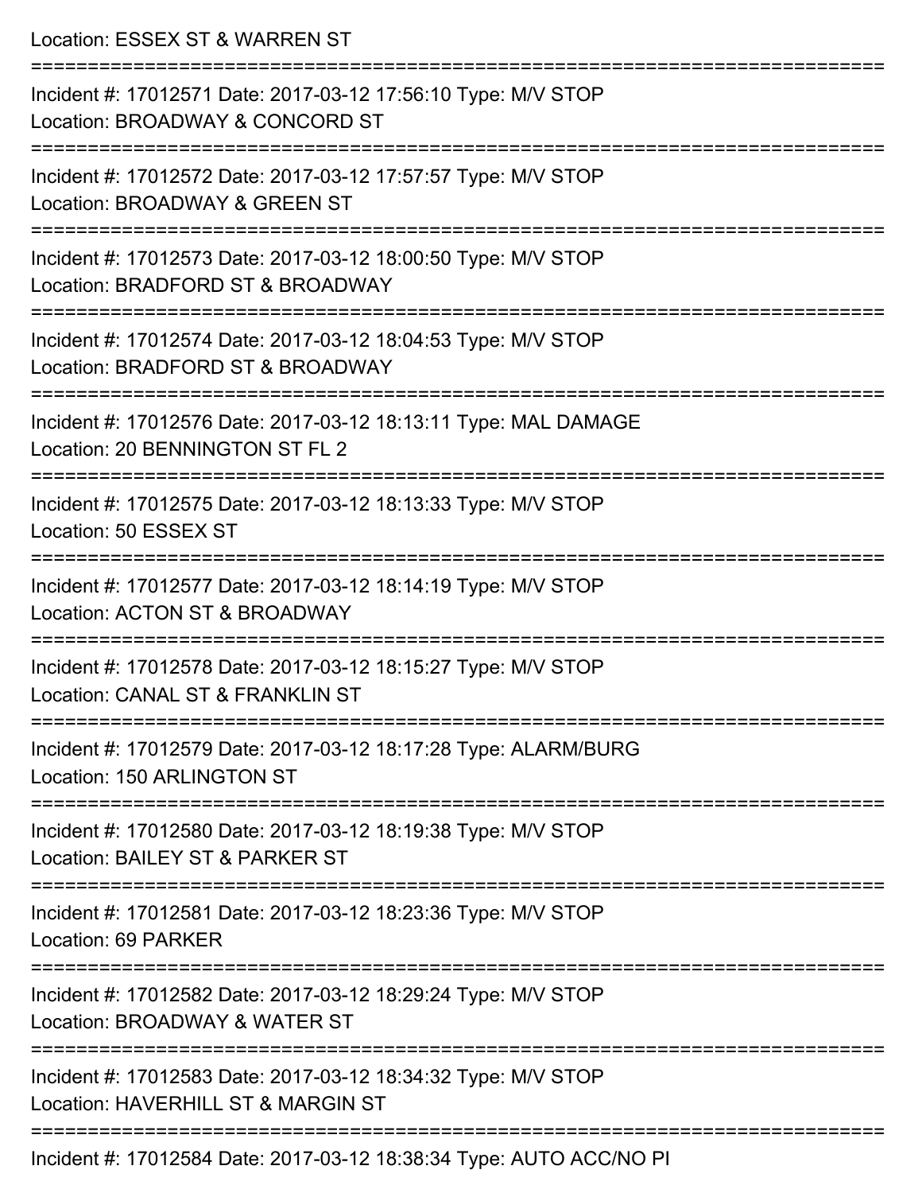Location: ESSEX ST & WARREN ST

===========================================================================

Incident #: 17012571 Date: 2017-03-12 17:56:10 Type: M/V STOP

Location: BROADWAY & CONCORD ST

===========================================================================

Incident #: 17012572 Date: 2017-03-12 17:57:57 Type: M/V STOP

Location: BROADWAY & GREEN ST

===========================================================================

Incident #: 17012573 Date: 2017-03-12 18:00:50 Type: M/V STOP

Location: BRADFORD ST & BROADWAY

===========================================================================

Incident #: 17012574 Date: 2017-03-12 18:04:53 Type: M/V STOP

Location: BRADFORD ST & BROADWAY

===========================================================================

Incident #: 17012576 Date: 2017-03-12 18:13:11 Type: MAL DAMAGE

Location: 20 BENNINGTON ST FL 2

===========================================================================

Incident #: 17012575 Date: 2017-03-12 18:13:33 Type: M/V STOP

Location: 50 ESSEX ST

===========================================================================

Incident #: 17012577 Date: 2017-03-12 18:14:19 Type: M/V STOP

Location: ACTON ST & BROADWAY

===========================================================================

Incident #: 17012578 Date: 2017-03-12 18:15:27 Type: M/V STOP

Location: CANAL ST & FRANKLIN ST

===========================================================================

Incident #: 17012579 Date: 2017-03-12 18:17:28 Type: ALARM/BURG

Location: 150 ARLINGTON ST

===========================================================================

Incident #: 17012580 Date: 2017-03-12 18:19:38 Type: M/V STOP

Location: BAILEY ST & PARKER ST

===========================================================================

Incident #: 17012581 Date: 2017-03-12 18:23:36 Type: M/V STOP

Location: 69 PARKER

===========================================================================

Incident #: 17012582 Date: 2017-03-12 18:29:24 Type: M/V STOP

Location: BROADWAY & WATER ST

===========================================================================

Incident #: 17012583 Date: 2017-03-12 18:34:32 Type: M/V STOP

Location: HAVERHILL ST & MARGIN ST

===========================================================================

Incident #: 17012584 Date: 2017-03-12 18:38:34 Type: AUTO ACC/NO PI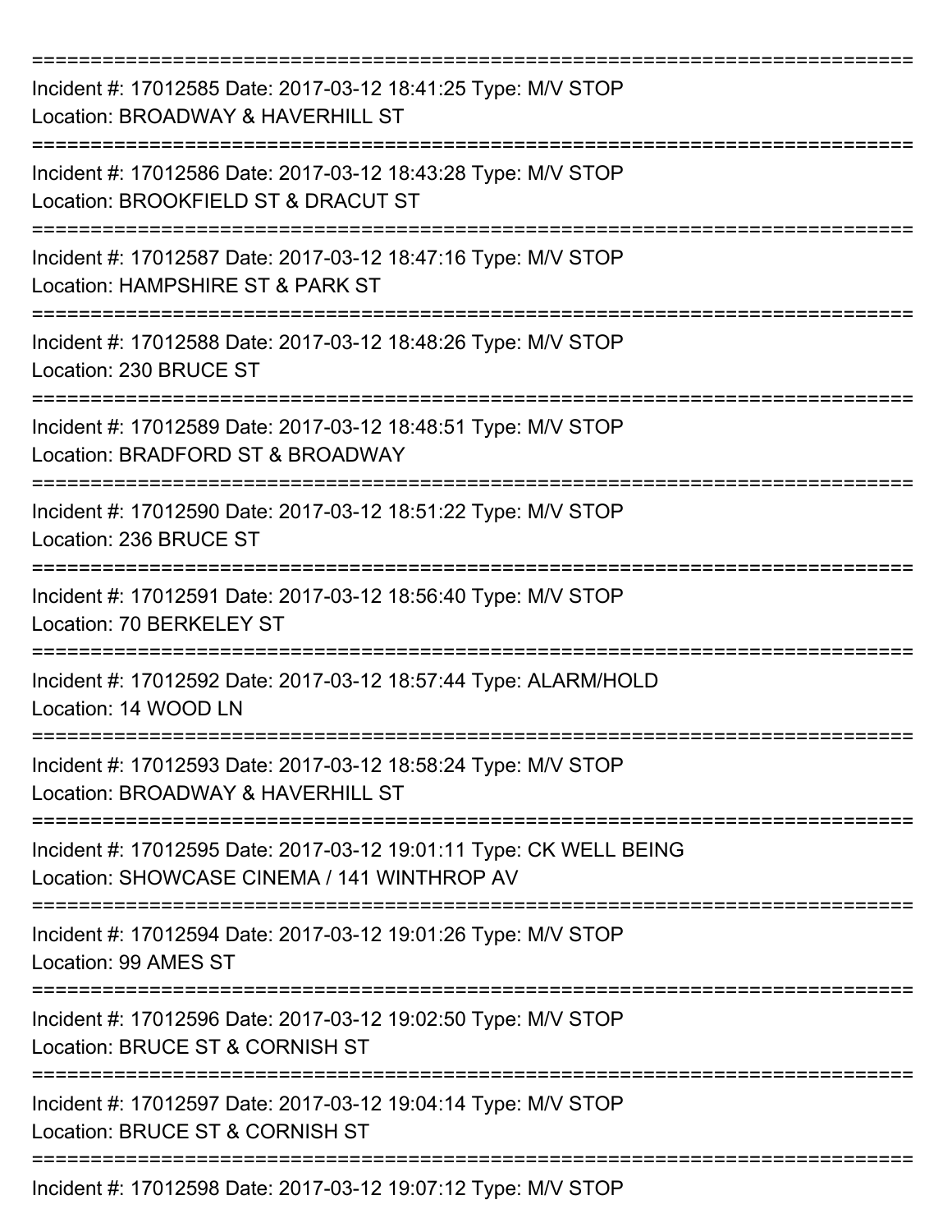===========================================================================

Incident #: 17012585 Date: 2017-03-12 18:41:25 Type: M/V STOP
Location: BROADWAY & HAVERHILL ST

===========================================================================

Incident #: 17012586 Date: 2017-03-12 18:43:28 Type: M/V STOP
Location: BROOKFIELD ST & DRACUT ST

===========================================================================

Incident #: 17012587 Date: 2017-03-12 18:47:16 Type: M/V STOP
Location: HAMPSHIRE ST & PARK ST

===========================================================================

Incident #: 17012588 Date: 2017-03-12 18:48:26 Type: M/V STOP
Location: 230 BRUCE ST

===========================================================================

Incident #: 17012589 Date: 2017-03-12 18:48:51 Type: M/V STOP
Location: BRADFORD ST & BROADWAY

===========================================================================

Incident #: 17012590 Date: 2017-03-12 18:51:22 Type: M/V STOP
Location: 236 BRUCE ST

===========================================================================

Incident #: 17012591 Date: 2017-03-12 18:56:40 Type: M/V STOP
Location: 70 BERKELEY ST

===========================================================================

Incident #: 17012592 Date: 2017-03-12 18:57:44 Type: ALARM/HOLD
Location: 14 WOOD LN

===========================================================================

Incident #: 17012593 Date: 2017-03-12 18:58:24 Type: M/V STOP
Location: BROADWAY & HAVERHILL ST

===========================================================================

Incident #: 17012595 Date: 2017-03-12 19:01:11 Type: CK WELL BEING
Location: SHOWCASE CINEMA / 141 WINTHROP AV

===========================================================================

Incident #: 17012594 Date: 2017-03-12 19:01:26 Type: M/V STOP
Location: 99 AMES ST

===========================================================================

Incident #: 17012596 Date: 2017-03-12 19:02:50 Type: M/V STOP
Location: BRUCE ST & CORNISH ST

===========================================================================

Incident #: 17012597 Date: 2017-03-12 19:04:14 Type: M/V STOP
Location: BRUCE ST & CORNISH ST

===========================================================================

Incident #: 17012598 Date: 2017-03-12 19:07:12 Type: M/V STOP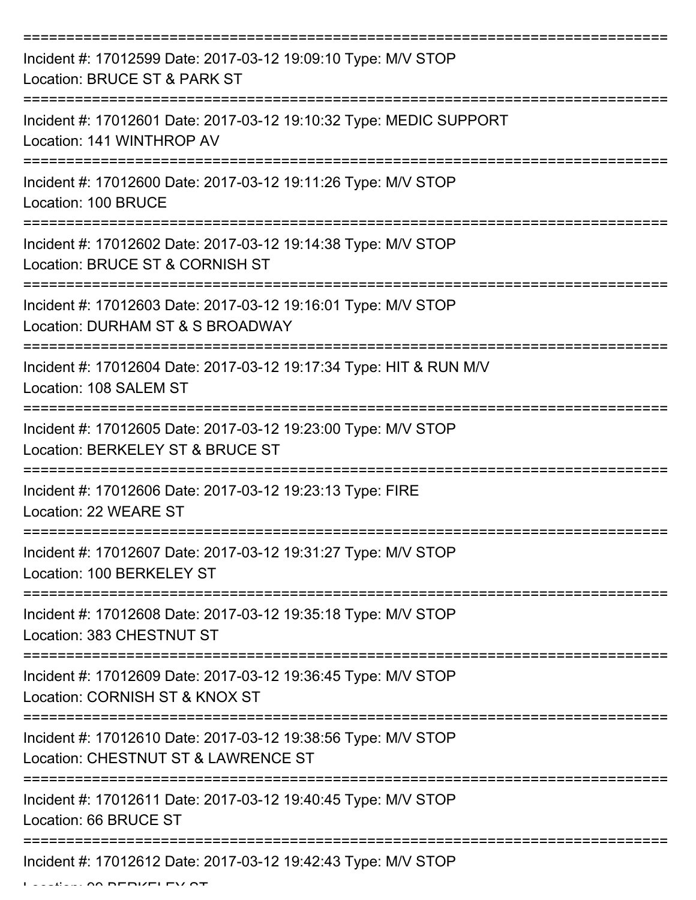===========================================================================

Incident #: 17012599 Date: 2017-03-12 19:09:10 Type: M/V STOP

Location: BRUCE ST & PARK ST

===========================================================================

Incident #: 17012601 Date: 2017-03-12 19:10:32 Type: MEDIC SUPPORT

Location: 141 WINTHROP AV

===========================================================================

Incident #: 17012600 Date: 2017-03-12 19:11:26 Type: M/V STOP

Location: 100 BRUCE

===========================================================================

Incident #: 17012602 Date: 2017-03-12 19:14:38 Type: M/V STOP

Location: BRUCE ST & CORNISH ST

===========================================================================

Incident #: 17012603 Date: 2017-03-12 19:16:01 Type: M/V STOP

Location: DURHAM ST & S BROADWAY

===========================================================================

Incident #: 17012604 Date: 2017-03-12 19:17:34 Type: HIT & RUN M/V

Location: 108 SALEM ST

===========================================================================

Incident #: 17012605 Date: 2017-03-12 19:23:00 Type: M/V STOP

Location: BERKELEY ST & BRUCE ST

===========================================================================

Incident #: 17012606 Date: 2017-03-12 19:23:13 Type: FIRE

Location: 22 WEARE ST

===========================================================================

Incident #: 17012607 Date: 2017-03-12 19:31:27 Type: M/V STOP

Location: 100 BERKELEY ST

===========================================================================

Incident #: 17012608 Date: 2017-03-12 19:35:18 Type: M/V STOP

Location: 383 CHESTNUT ST

===========================================================================

Incident #: 17012609 Date: 2017-03-12 19:36:45 Type: M/V STOP

Location: CORNISH ST & KNOX ST

===========================================================================

Incident #: 17012610 Date: 2017-03-12 19:38:56 Type: M/V STOP

Location: CHESTNUT ST & LAWRENCE ST

===========================================================================

Incident #: 17012611 Date: 2017-03-12 19:40:45 Type: M/V STOP

Location: 66 BRUCE ST

===========================================================================

Incident #: 17012612 Date: 2017-03-12 19:42:43 Type: M/V STOP

Location: 90 BERKELEY ST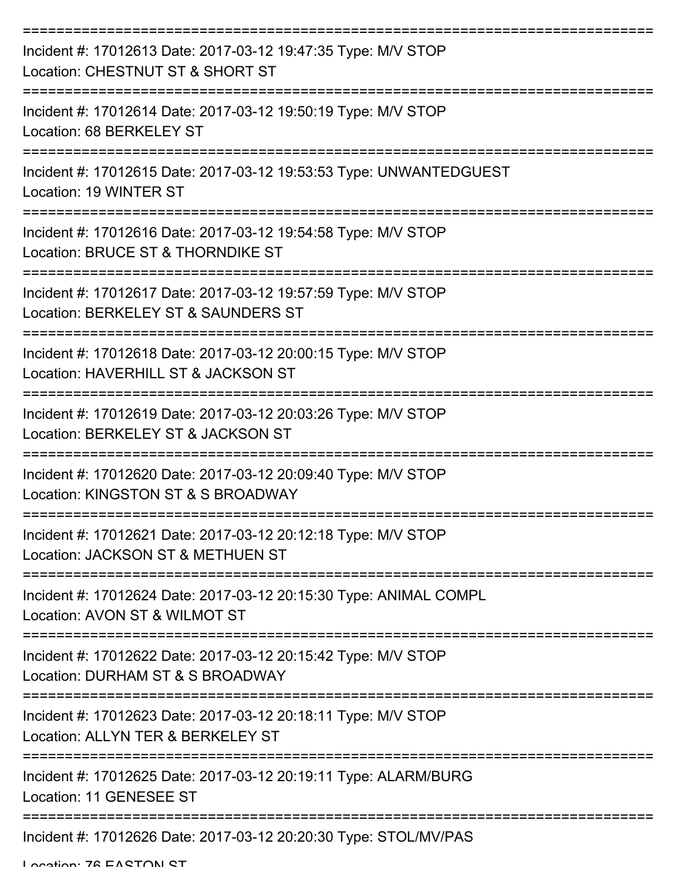===========================================================================
Incident #: 17012613 Date: 2017-03-12 19:47:35 Type: M/V STOP
Location: CHESTNUT ST & SHORT ST
===========================================================================
Incident #: 17012614 Date: 2017-03-12 19:50:19 Type: M/V STOP
Location: 68 BERKELEY ST
===========================================================================
Incident #: 17012615 Date: 2017-03-12 19:53:53 Type: UNWANTEDGUEST
Location: 19 WINTER ST
===========================================================================
Incident #: 17012616 Date: 2017-03-12 19:54:58 Type: M/V STOP
Location: BRUCE ST & THORNDIKE ST
===========================================================================
Incident #: 17012617 Date: 2017-03-12 19:57:59 Type: M/V STOP
Location: BERKELEY ST & SAUNDERS ST
===========================================================================
Incident #: 17012618 Date: 2017-03-12 20:00:15 Type: M/V STOP
Location: HAVERHILL ST & JACKSON ST
===========================================================================
Incident #: 17012619 Date: 2017-03-12 20:03:26 Type: M/V STOP
Location: BERKELEY ST & JACKSON ST
===========================================================================
Incident #: 17012620 Date: 2017-03-12 20:09:40 Type: M/V STOP
Location: KINGSTON ST & S BROADWAY
===========================================================================
Incident #: 17012621 Date: 2017-03-12 20:12:18 Type: M/V STOP
Location: JACKSON ST & METHUEN ST
===========================================================================
Incident #: 17012624 Date: 2017-03-12 20:15:30 Type: ANIMAL COMPL
Location: AVON ST & WILMOT ST
===========================================================================
Incident #: 17012622 Date: 2017-03-12 20:15:42 Type: M/V STOP
Location: DURHAM ST & S BROADWAY
===========================================================================
Incident #: 17012623 Date: 2017-03-12 20:18:11 Type: M/V STOP
Location: ALLYN TER & BERKELEY ST
===========================================================================
Incident #: 17012625 Date: 2017-03-12 20:19:11 Type: ALARM/BURG
Location: 11 GENESEE ST
===========================================================================
Incident #: 17012626 Date: 2017-03-12 20:20:30 Type: STOL/MV/PAS
Location: 76 EASTON ST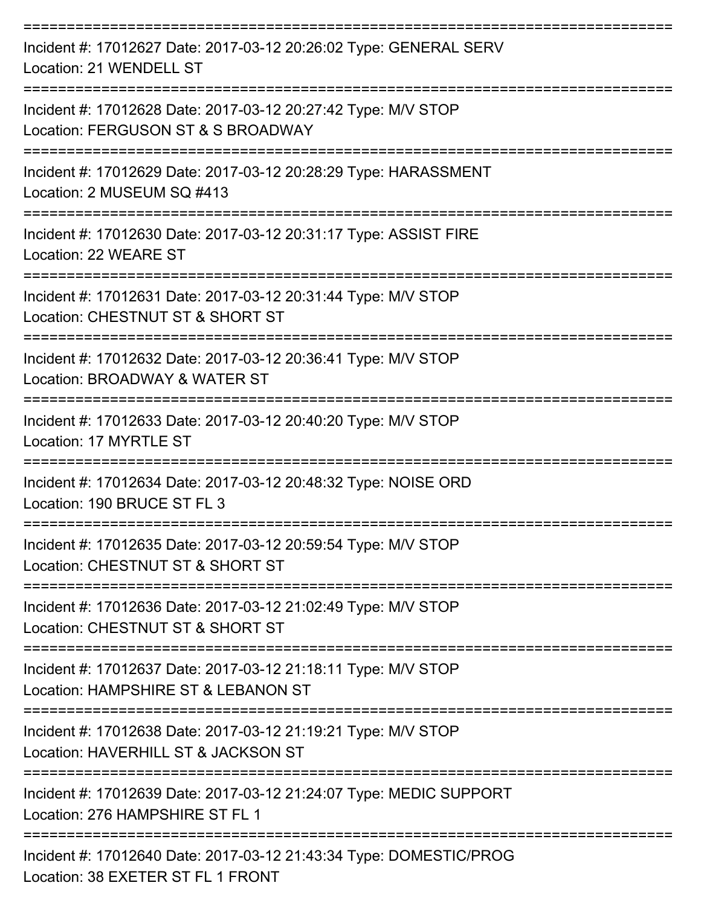===========================================================================

Incident #: 17012627 Date: 2017-03-12 20:26:02 Type: GENERAL SERV
Location: 21 WENDELL ST

===========================================================================

Incident #: 17012628 Date: 2017-03-12 20:27:42 Type: M/V STOP
Location: FERGUSON ST & S BROADWAY

===========================================================================

Incident #: 17012629 Date: 2017-03-12 20:28:29 Type: HARASSMENT
Location: 2 MUSEUM SQ #413

===========================================================================

Incident #: 17012630 Date: 2017-03-12 20:31:17 Type: ASSIST FIRE
Location: 22 WEARE ST

===========================================================================

Incident #: 17012631 Date: 2017-03-12 20:31:44 Type: M/V STOP
Location: CHESTNUT ST & SHORT ST

===========================================================================

Incident #: 17012632 Date: 2017-03-12 20:36:41 Type: M/V STOP
Location: BROADWAY & WATER ST

===========================================================================

Incident #: 17012633 Date: 2017-03-12 20:40:20 Type: M/V STOP
Location: 17 MYRTLE ST

===========================================================================

Incident #: 17012634 Date: 2017-03-12 20:48:32 Type: NOISE ORD
Location: 190 BRUCE ST FL 3

===========================================================================

Incident #: 17012635 Date: 2017-03-12 20:59:54 Type: M/V STOP
Location: CHESTNUT ST & SHORT ST

===========================================================================

Incident #: 17012636 Date: 2017-03-12 21:02:49 Type: M/V STOP
Location: CHESTNUT ST & SHORT ST

===========================================================================

Incident #: 17012637 Date: 2017-03-12 21:18:11 Type: M/V STOP
Location: HAMPSHIRE ST & LEBANON ST

===========================================================================

Incident #: 17012638 Date: 2017-03-12 21:19:21 Type: M/V STOP
Location: HAVERHILL ST & JACKSON ST

===========================================================================

Incident #: 17012639 Date: 2017-03-12 21:24:07 Type: MEDIC SUPPORT
Location: 276 HAMPSHIRE ST FL 1

===========================================================================

Incident #: 17012640 Date: 2017-03-12 21:43:34 Type: DOMESTIC/PROG
Location: 38 EXETER ST FL 1 FRONT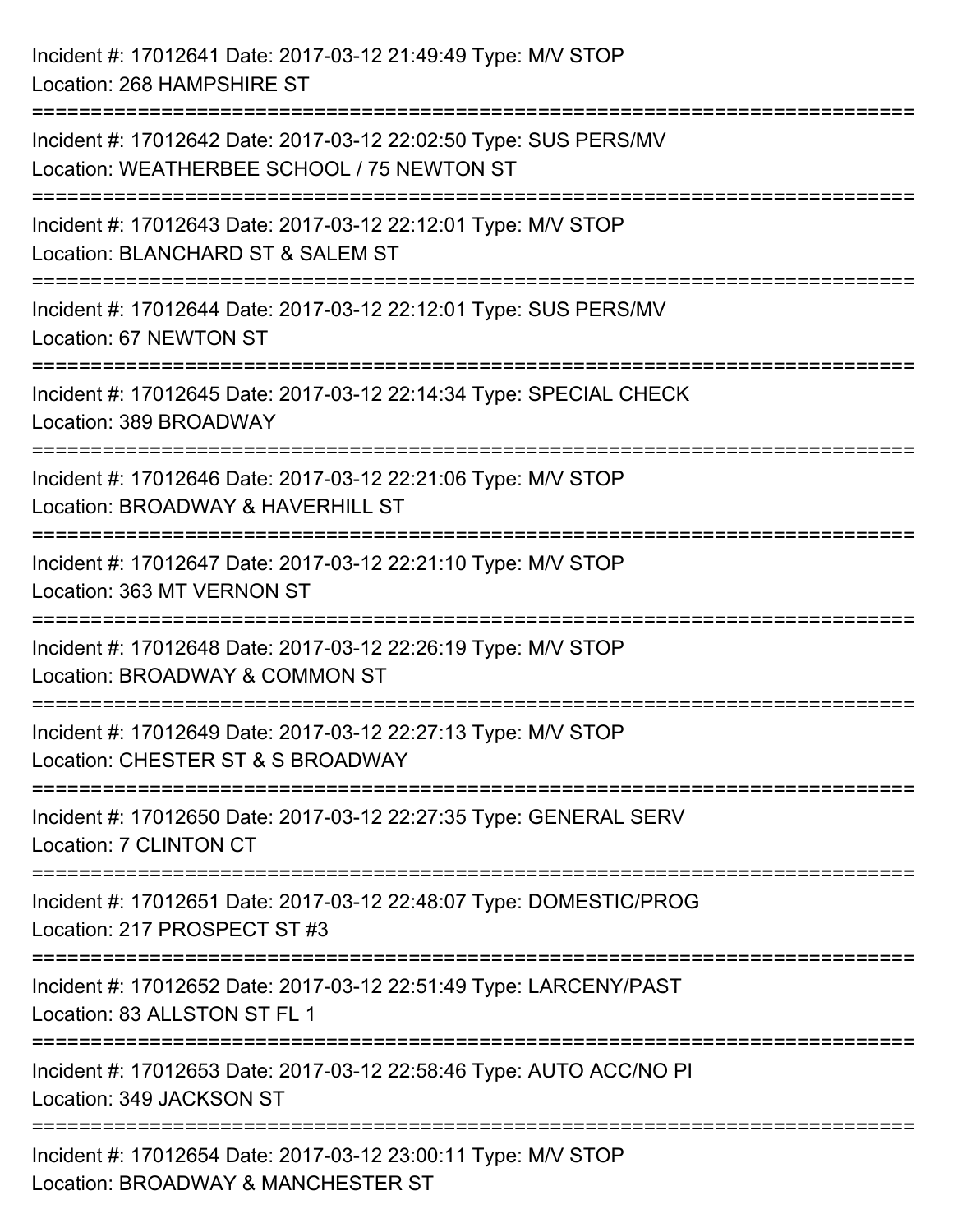Incident #: 17012641 Date: 2017-03-12 21:49:49 Type: M/V STOP
Location: 268 HAMPSHIRE ST

===========================================================================

Incident #: 17012642 Date: 2017-03-12 22:02:50 Type: SUS PERS/MV
Location: WEATHERBEE SCHOOL / 75 NEWTON ST

===========================================================================

Incident #: 17012643 Date: 2017-03-12 22:12:01 Type: M/V STOP
Location: BLANCHARD ST & SALEM ST

===========================================================================

Incident #: 17012644 Date: 2017-03-12 22:12:01 Type: SUS PERS/MV
Location: 67 NEWTON ST

===========================================================================

Incident #: 17012645 Date: 2017-03-12 22:14:34 Type: SPECIAL CHECK
Location: 389 BROADWAY

===========================================================================

Incident #: 17012646 Date: 2017-03-12 22:21:06 Type: M/V STOP
Location: BROADWAY & HAVERHILL ST

===========================================================================

Incident #: 17012647 Date: 2017-03-12 22:21:10 Type: M/V STOP
Location: 363 MT VERNON ST

===========================================================================

Incident #: 17012648 Date: 2017-03-12 22:26:19 Type: M/V STOP
Location: BROADWAY & COMMON ST

===========================================================================

Incident #: 17012649 Date: 2017-03-12 22:27:13 Type: M/V STOP
Location: CHESTER ST & S BROADWAY

===========================================================================

Incident #: 17012650 Date: 2017-03-12 22:27:35 Type: GENERAL SERV
Location: 7 CLINTON CT

===========================================================================

Incident #: 17012651 Date: 2017-03-12 22:48:07 Type: DOMESTIC/PROG
Location: 217 PROSPECT ST #3

===========================================================================

Incident #: 17012652 Date: 2017-03-12 22:51:49 Type: LARCENY/PAST
Location: 83 ALLSTON ST FL 1

===========================================================================

Incident #: 17012653 Date: 2017-03-12 22:58:46 Type: AUTO ACC/NO PI
Location: 349 JACKSON ST

===========================================================================

Incident #: 17012654 Date: 2017-03-12 23:00:11 Type: M/V STOP
Location: BROADWAY & MANCHESTER ST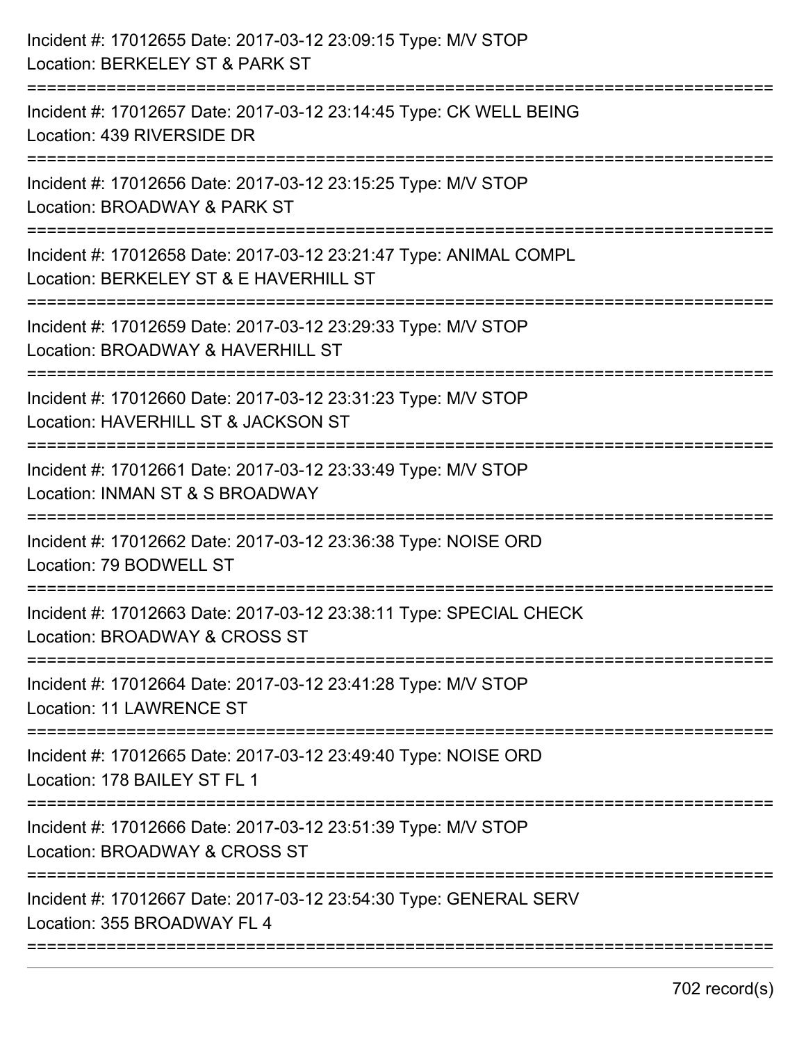Incident #: 17012655 Date: 2017-03-12 23:09:15 Type: M/V STOP
Location: BERKELEY ST & PARK ST

===========================================================================

Incident #: 17012657 Date: 2017-03-12 23:14:45 Type: CK WELL BEING
Location: 439 RIVERSIDE DR

===========================================================================

Incident #: 17012656 Date: 2017-03-12 23:15:25 Type: M/V STOP
Location: BROADWAY & PARK ST

===========================================================================

Incident #: 17012658 Date: 2017-03-12 23:21:47 Type: ANIMAL COMPL
Location: BERKELEY ST & E HAVERHILL ST

===========================================================================

Incident #: 17012659 Date: 2017-03-12 23:29:33 Type: M/V STOP
Location: BROADWAY & HAVERHILL ST

===========================================================================

Incident #: 17012660 Date: 2017-03-12 23:31:23 Type: M/V STOP
Location: HAVERHILL ST & JACKSON ST

===========================================================================

Incident #: 17012661 Date: 2017-03-12 23:33:49 Type: M/V STOP
Location: INMAN ST & S BROADWAY

===========================================================================

Incident #: 17012662 Date: 2017-03-12 23:36:38 Type: NOISE ORD
Location: 79 BODWELL ST

===========================================================================

Incident #: 17012663 Date: 2017-03-12 23:38:11 Type: SPECIAL CHECK
Location: BROADWAY & CROSS ST

===========================================================================

Incident #: 17012664 Date: 2017-03-12 23:41:28 Type: M/V STOP
Location: 11 LAWRENCE ST

===========================================================================

Incident #: 17012665 Date: 2017-03-12 23:49:40 Type: NOISE ORD
Location: 178 BAILEY ST FL 1

===========================================================================

Incident #: 17012666 Date: 2017-03-12 23:51:39 Type: M/V STOP
Location: BROADWAY & CROSS ST

===========================================================================

Incident #: 17012667 Date: 2017-03-12 23:54:30 Type: GENERAL SERV
Location: 355 BROADWAY FL 4

===========================================================================

702 record(s)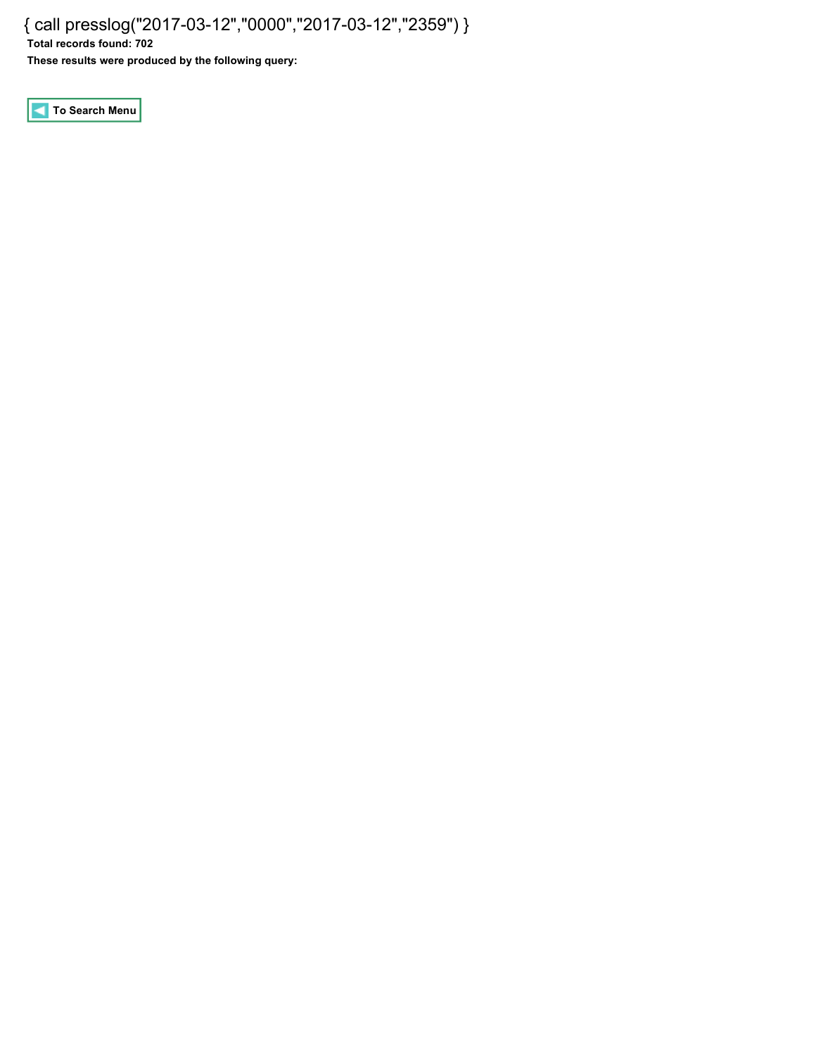{ call presslog("2017-03-12","0000","2017-03-12","2359") }

**Total records found: 702**

**These results were produced by the following query:**

**To Search Menu**